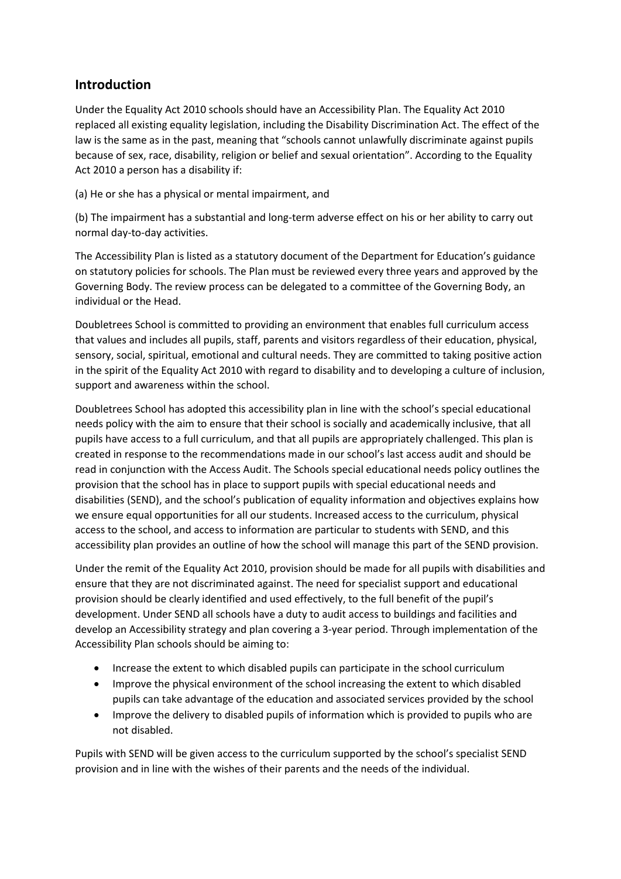## Introduction

Under the Equality Act 2010 schools should have an Accessibility Plan. The Equality Act 2010 replaced all existing equality legislation, including the Disability Discrimination Act. The effect of the law is the same as in the past, meaning that "schools cannot unlawfully discriminate against pupils because of sex, race, disability, religion or belief and sexual orientation". According to the Equality Act 2010 a person has a disability if:

(a) He or she has a physical or mental impairment, and

(b) The impairment has a substantial and long-term adverse effect on his or her ability to carry out normal day-to-day activities.

The Accessibility Plan is listed as a statutory document of the Department for Education's guidance on statutory policies for schools. The Plan must be reviewed every three years and approved by the Governing Body. The review process can be delegated to a committee of the Governing Body, an individual or the Head.

Doubletrees School is committed to providing an environment that enables full curriculum access that values and includes all pupils, staff, parents and visitors regardless of their education, physical, sensory, social, spiritual, emotional and cultural needs. They are committed to taking positive action in the spirit of the Equality Act 2010 with regard to disability and to developing a culture of inclusion, support and awareness within the school.

Doubletrees School has adopted this accessibility plan in line with the school's special educational needs policy with the aim to ensure that their school is socially and academically inclusive, that all pupils have access to a full curriculum, and that all pupils are appropriately challenged. This plan is created in response to the recommendations made in our school's last access audit and should be read in conjunction with the Access Audit. The Schools special educational needs policy outlines the provision that the school has in place to support pupils with special educational needs and disabilities (SEND), and the school's publication of equality information and objectives explains how we ensure equal opportunities for all our students. Increased access to the curriculum, physical access to the school, and access to information are particular to students with SEND, and this accessibility plan provides an outline of how the school will manage this part of the SEND provision.

Under the remit of the Equality Act 2010, provision should be made for all pupils with disabilities and ensure that they are not discriminated against. The need for specialist support and educational provision should be clearly identified and used effectively, to the full benefit of the pupil's development. Under SEND all schools have a duty to audit access to buildings and facilities and develop an Accessibility strategy and plan covering a 3-year period. Through implementation of the Accessibility Plan schools should be aiming to:

- Increase the extent to which disabled pupils can participate in the school curriculum
- Improve the physical environment of the school increasing the extent to which disabled pupils can take advantage of the education and associated services provided by the school
- Improve the delivery to disabled pupils of information which is provided to pupils who are not disabled.

Pupils with SEND will be given access to the curriculum supported by the school's specialist SEND provision and in line with the wishes of their parents and the needs of the individual.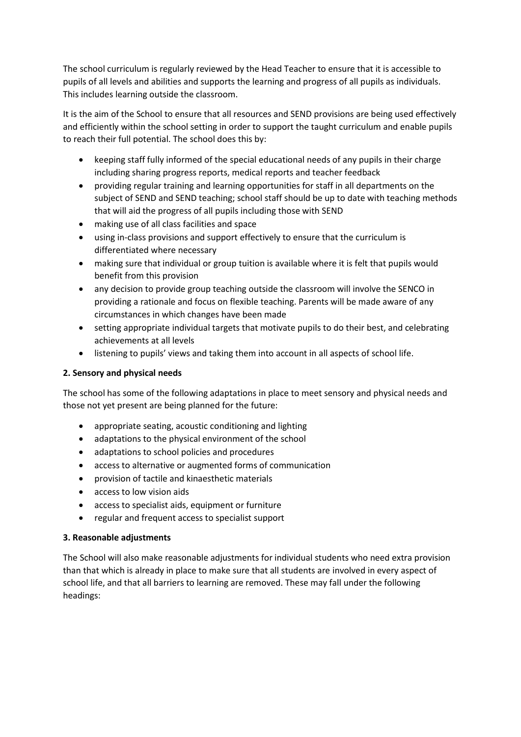The school curriculum is regularly reviewed by the Head Teacher to ensure that it is accessible to pupils of all levels and abilities and supports the learning and progress of all pupils as individuals. This includes learning outside the classroom.

It is the aim of the School to ensure that all resources and SEND provisions are being used effectively and efficiently within the school setting in order to support the taught curriculum and enable pupils to reach their full potential. The school does this by:

- keeping staff fully informed of the special educational needs of any pupils in their charge including sharing progress reports, medical reports and teacher feedback
- providing regular training and learning opportunities for staff in all departments on the subject of SEND and SEND teaching; school staff should be up to date with teaching methods that will aid the progress of all pupils including those with SEND
- making use of all class facilities and space
- using in-class provisions and support effectively to ensure that the curriculum is differentiated where necessary
- making sure that individual or group tuition is available where it is felt that pupils would benefit from this provision
- any decision to provide group teaching outside the classroom will involve the SENCO in providing a rationale and focus on flexible teaching. Parents will be made aware of any circumstances in which changes have been made
- setting appropriate individual targets that motivate pupils to do their best, and celebrating achievements at all levels
- listening to pupils' views and taking them into account in all aspects of school life.

**2. Sensory and physical needs**

The school has some of the following adaptations in place to meet sensory and physical needs and those not yet present are being planned for the future:

- appropriate seating, acoustic conditioning and lighting
- adaptations to the physical environment of the school
- adaptations to school policies and procedures
- access to alternative or augmented forms of communication
- provision of tactile and kinaesthetic materials
- access to low vision aids
- access to specialist aids, equipment or furniture
- regular and frequent access to specialist support

**3. Reasonable adjustments**

The School will also make reasonable adjustments for individual students who need extra provision than that which is already in place to make sure that all students are involved in every aspect of school life, and that all barriers to learning are removed. These may fall under the following headings: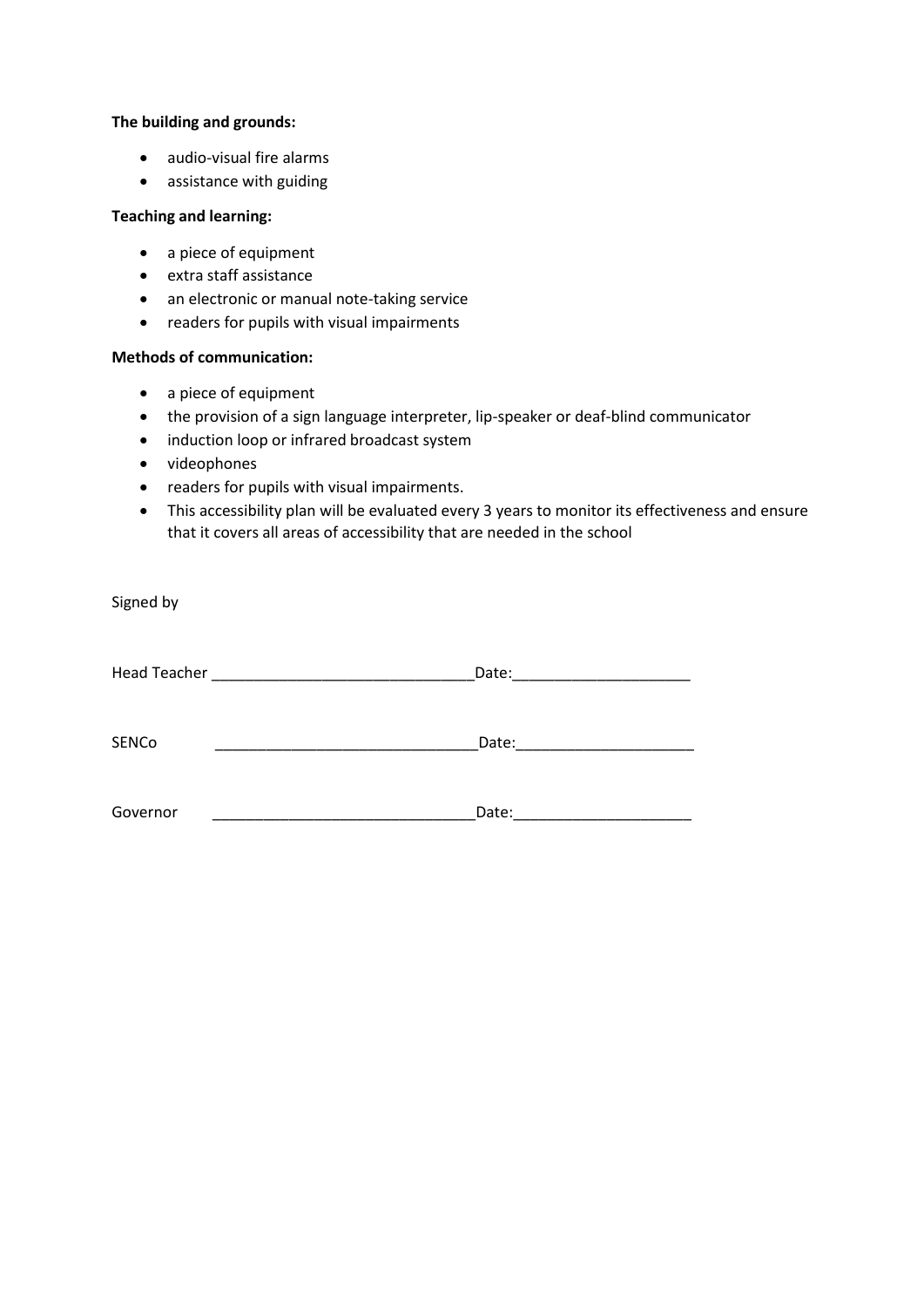**The building and grounds:**

- audio-visual fire alarms
- assistance with guiding

**Teaching and learning:**

- a piece of equipment
- extra staff assistance
- an electronic or manual note-taking service
- readers for pupils with visual impairments

**Methods of communication:**

- a piece of equipment
- the provision of a sign language interpreter, lip-speaker or deaf-blind communicator
- induction loop or infrared broadcast system
- videophones
- readers for pupils with visual impairments.
- This accessibility plan will be evaluated every 3 years to monitor its effectiveness and ensure that it covers all areas of accessibility that are needed in the school

Signed by

Head Teacher _______________________________Date:_____________________

SENCo _______________________________Date:_____________________

Governor _______________________________Date:_____________________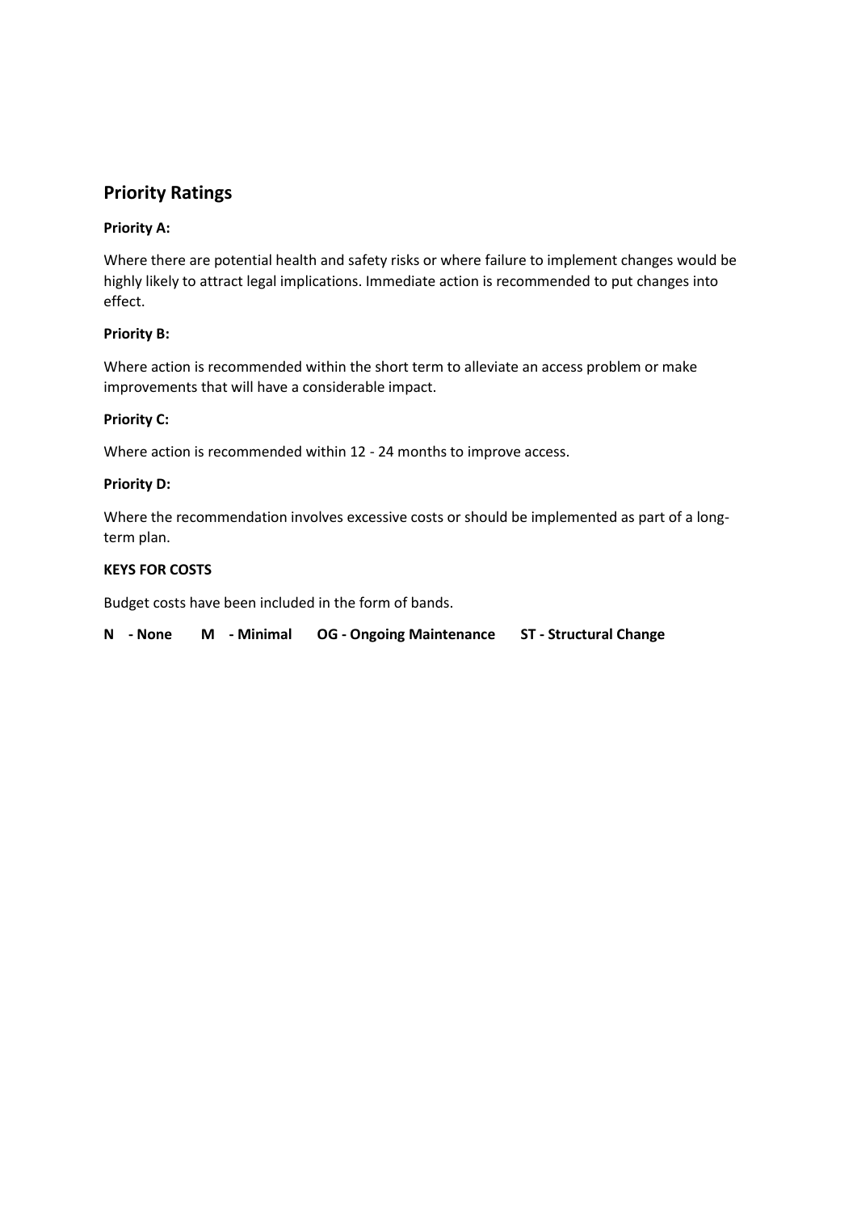## Priority Ratings

**Priority A:**

Where there are potential health and safety risks or where failure to implement changes would be highly likely to attract legal implications. Immediate action is recommended to put changes into effect.

**Priority B:**

Where action is recommended within the short term to alleviate an access problem or make improvements that will have a considerable impact.

**Priority C:**

Where action is recommended within 12 - 24 months to improve access.

**Priority D:**

Where the recommendation involves excessive costs or should be implemented as part of a long-term plan.

**KEYS FOR COSTS**

Budget costs have been included in the form of bands.

**N - None M - Minimal OG - Ongoing Maintenance ST - Structural Change**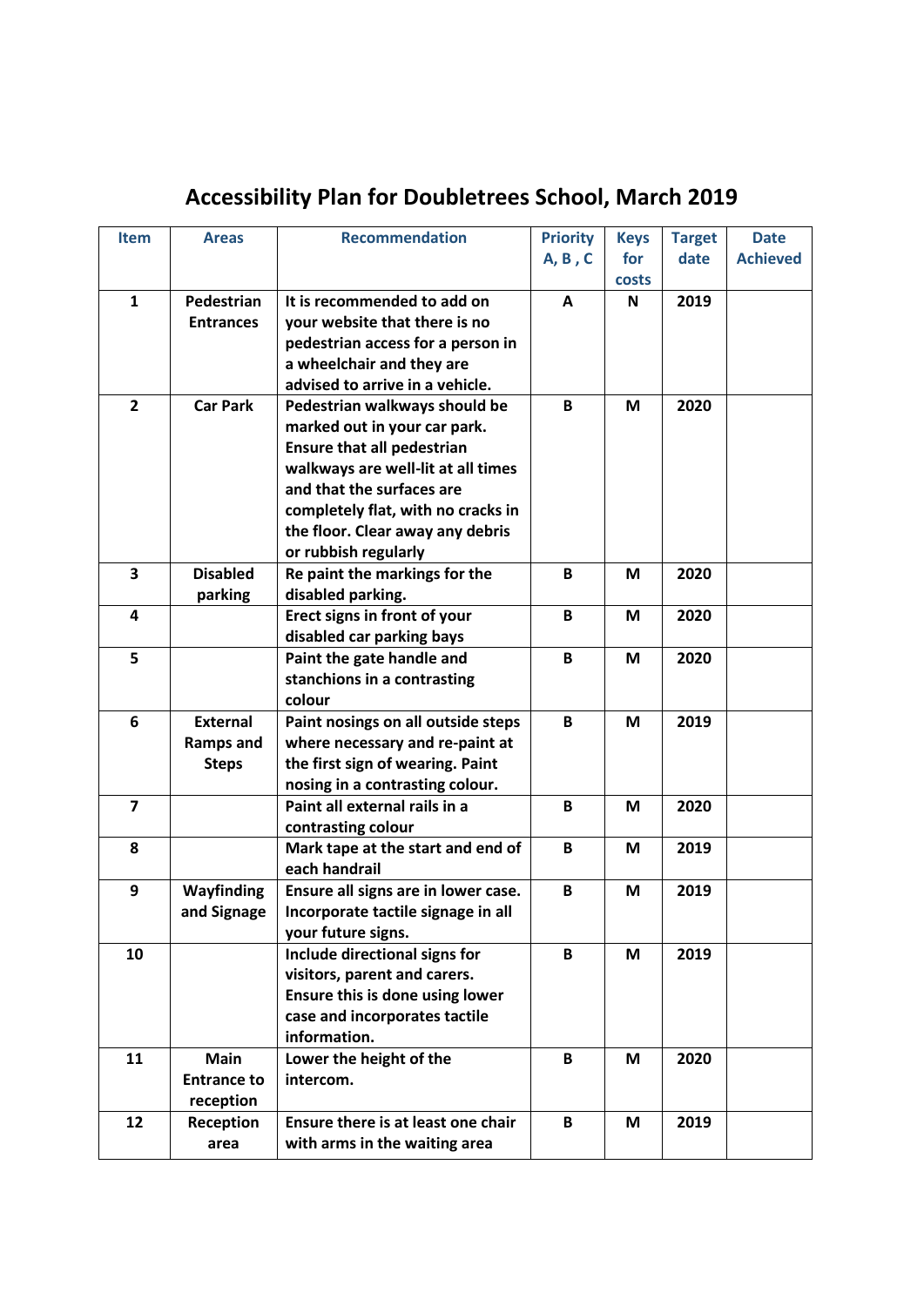# Accessibility Plan for Doubletrees School, March 2019

| Item | Areas | Recommendation | Priority A, B , C | Keys for costs | Target date | Date Achieved |
|---|---|---|---|---|---|---|
| 1 | Pedestrian Entrances | It is recommended to add on your website that there is no pedestrian access for a person in a wheelchair and they are advised to arrive in a vehicle. | A | N | 2019 | |
| 2 | Car Park | Pedestrian walkways should be marked out in your car park. Ensure that all pedestrian walkways are well-lit at all times and that the surfaces are completely flat, with no cracks in the floor. Clear away any debris or rubbish regularly | B | M | 2020 | |
| 3 | Disabled parking | Re paint the markings for the disabled parking. | B | M | 2020 | |
| 4 | | Erect signs in front of your disabled car parking bays | B | M | 2020 | |
| 5 | | Paint the gate handle and stanchions in a contrasting colour | B | M | 2020 | |
| 6 | External Ramps and Steps | Paint nosings on all outside steps where necessary and re-paint at the first sign of wearing. Paint nosing in a contrasting colour. | B | M | 2019 | |
| 7 | | Paint all external rails in a contrasting colour | B | M | 2020 | |
| 8 | | Mark tape at the start and end of each handrail | B | M | 2019 | |
| 9 | Wayfinding and Signage | Ensure all signs are in lower case. Incorporate tactile signage in all your future signs. | B | M | 2019 | |
| 10 | | Include directional signs for visitors, parent and carers. Ensure this is done using lower case and incorporates tactile information. | B | M | 2019 | |
| 11 | Main Entrance to reception | Lower the height of the intercom. | B | M | 2020 | |
| 12 | Reception area | Ensure there is at least one chair with arms in the waiting area | B | M | 2019 | |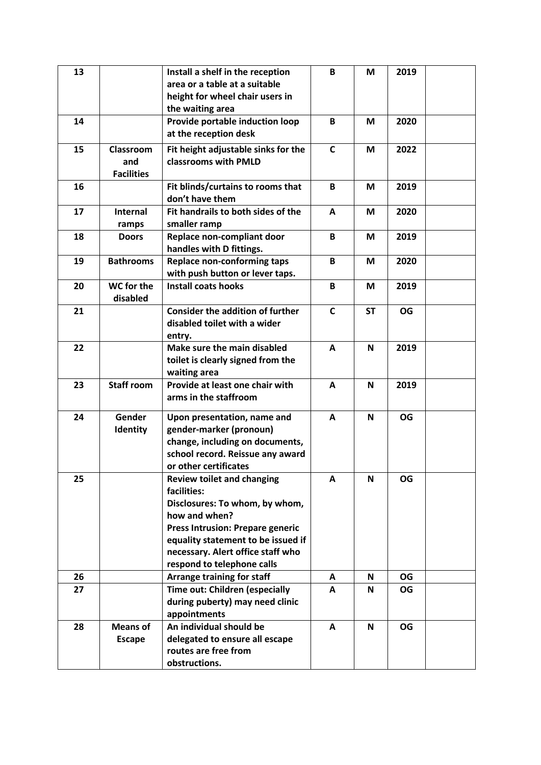| 13 | | **Install a shelf in the reception area or a table at a suitable height for wheel chair users in the waiting area** | **B** | **M** | **2019** | |
|---|---|---|---|---|---|---|
| 14 | | **Provide portable induction loop at the reception desk** | **B** | **M** | **2020** | |
| 15 | **Classroom and Facilities** | **Fit height adjustable sinks for the classrooms with PMLD** | **C** | **M** | **2022** | |
| 16 | | **Fit blinds/curtains to rooms that don't have them** | **B** | **M** | **2019** | |
| 17 | **Internal ramps** | **Fit handrails to both sides of the smaller ramp** | **A** | **M** | **2020** | |
| 18 | **Doors** | **Replace non-compliant door handles with D fittings.** | **B** | **M** | **2019** | |
| 19 | **Bathrooms** | **Replace non-conforming taps with push button or lever taps.** | **B** | **M** | **2020** | |
| 20 | **WC for the disabled** | **Install coats hooks** | **B** | **M** | **2019** | |
| 21 | | **Consider the addition of further disabled toilet with a wider entry.** | **C** | **ST** | **OG** | |
| 22 | | **Make sure the main disabled toilet is clearly signed from the waiting area** | **A** | **N** | **2019** | |
| 23 | **Staff room** | **Provide at least one chair with arms in the staffroom** | **A** | **N** | **2019** | |
| 24 | **Gender Identity** | **Upon presentation, name and gender-marker (pronoun) change, including on documents, school record. Reissue any award or other certificates** | **A** | **N** | **OG** | |
| 25 | | **Review toilet and changing facilities:**<br>**Disclosures: To whom, by whom, how and when?**<br>**Press Intrusion: Prepare generic equality statement to be issued if necessary. Alert office staff who respond to telephone calls** | **A** | **N** | **OG** | |
| 26 | | **Arrange training for staff** | **A** | **N** | **OG** | |
| 27 | | **Time out: Children (especially during puberty) may need clinic appointments** | **A** | **N** | **OG** | |
| 28 | **Means of Escape** | **An individual should be delegated to ensure all escape routes are free from obstructions.** | **A** | **N** | **OG** | |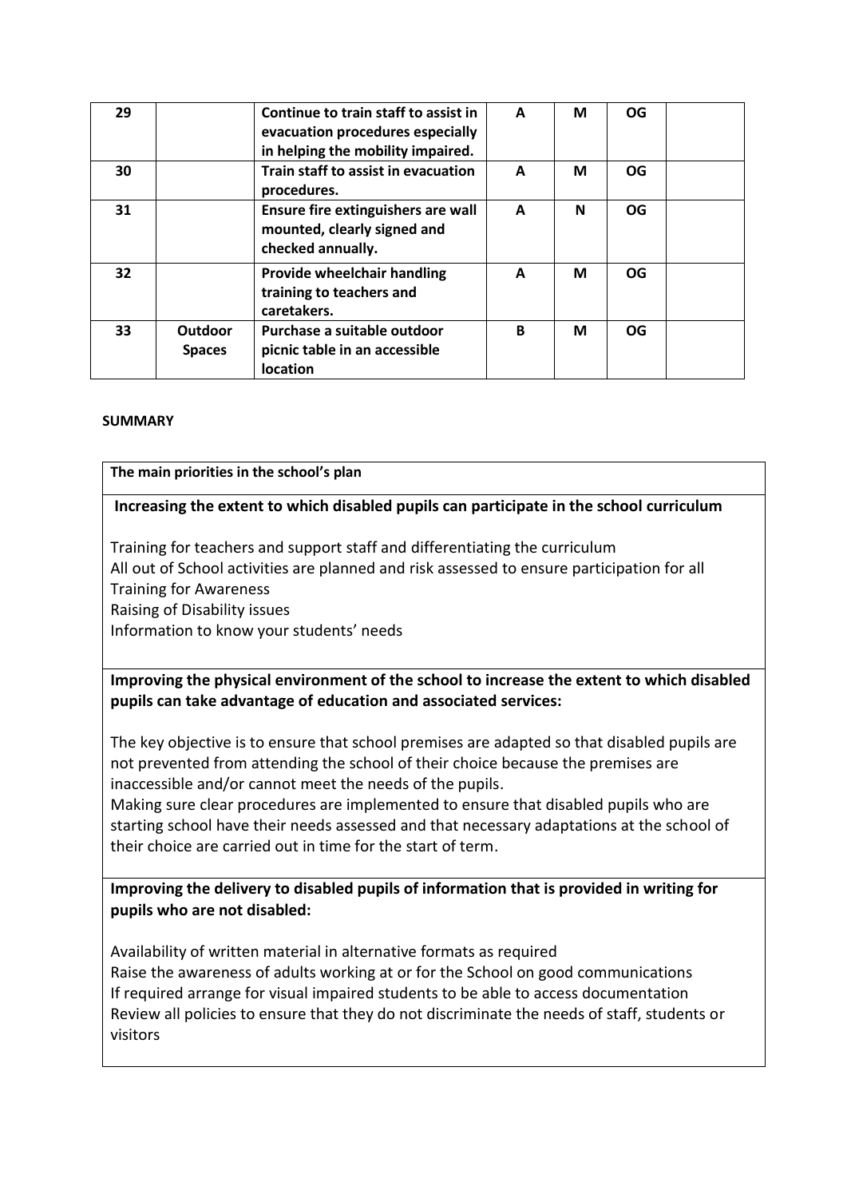| | | | | | | |
|---|---|---|---|---|---|---|
| 29 | | **Continue to train staff to assist in evacuation procedures especially in helping the mobility impaired.** | **A** | **M** | **OG** | |
| 30 | | **Train staff to assist in evacuation procedures.** | **A** | **M** | **OG** | |
| 31 | | **Ensure fire extinguishers are wall mounted, clearly signed and checked annually.** | **A** | **N** | **OG** | |
| 32 | | **Provide wheelchair handling training to teachers and caretakers.** | **A** | **M** | **OG** | |
| 33 | **Outdoor Spaces** | **Purchase a suitable outdoor picnic table in an accessible location** | **B** | **M** | **OG** | |

**SUMMARY**

**The main priorities in the school's plan**

**Increasing the extent to which disabled pupils can participate in the school curriculum**

Training for teachers and support staff and differentiating the curriculum
All out of School activities are planned and risk assessed to ensure participation for all
Training for Awareness
Raising of Disability issues
Information to know your students' needs

**Improving the physical environment of the school to increase the extent to which disabled pupils can take advantage of education and associated services:**

The key objective is to ensure that school premises are adapted so that disabled pupils are not prevented from attending the school of their choice because the premises are inaccessible and/or cannot meet the needs of the pupils.
Making sure clear procedures are implemented to ensure that disabled pupils who are starting school have their needs assessed and that necessary adaptations at the school of their choice are carried out in time for the start of term.

**Improving the delivery to disabled pupils of information that is provided in writing for pupils who are not disabled:**

Availability of written material in alternative formats as required
Raise the awareness of adults working at or for the School on good communications
If required arrange for visual impaired students to be able to access documentation
Review all policies to ensure that they do not discriminate the needs of staff, students or visitors